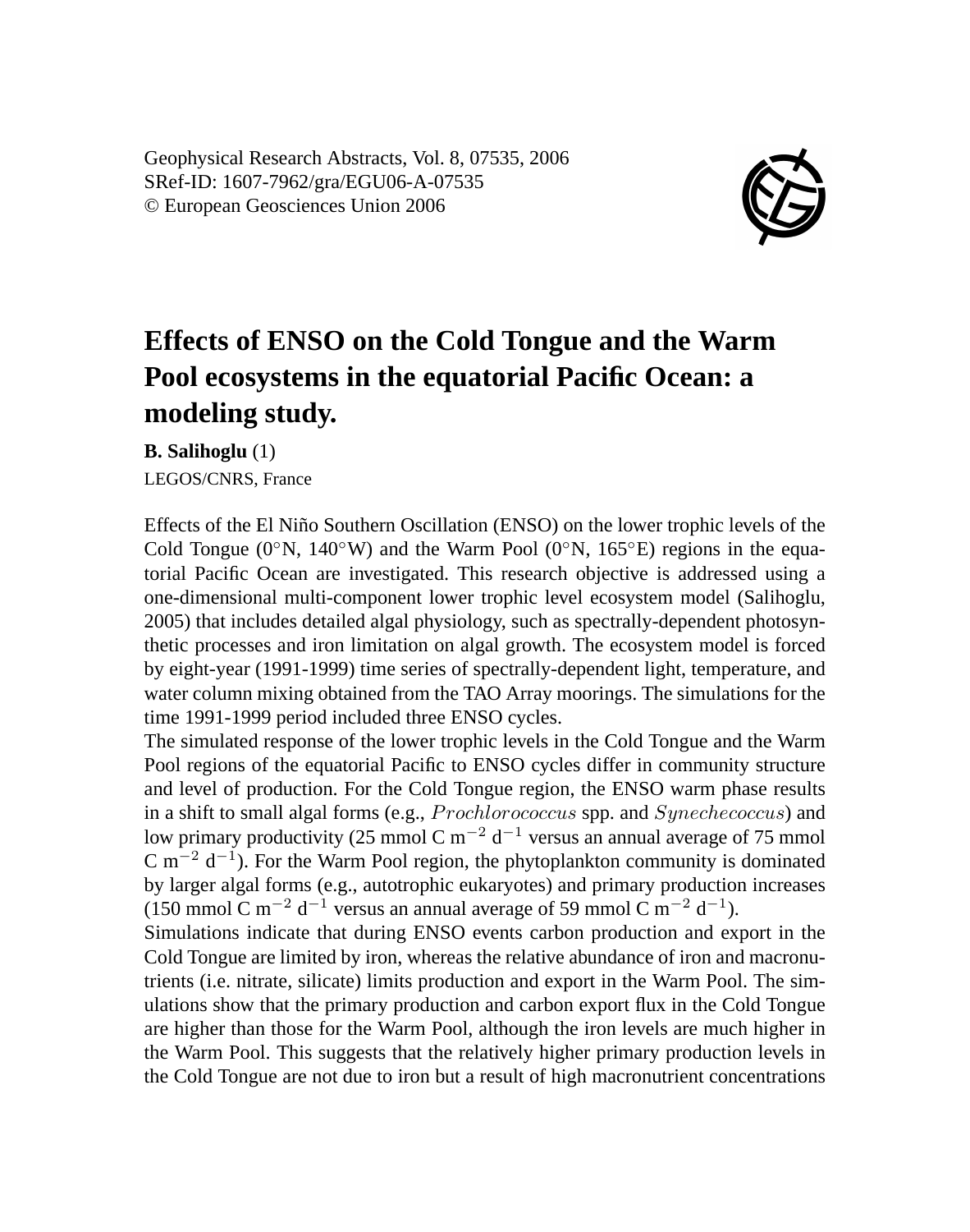Geophysical Research Abstracts, Vol. 8, 07535, 2006
SRef-ID: 1607-7962/gra/EGU06-A-07535
© European Geosciences Union 2006

# Effects of ENSO on the Cold Tongue and the Warm Pool ecosystems in the equatorial Pacific Ocean: a modeling study.

**B. Salihoglu** (1)

LEGOS/CNRS, France

Effects of the El Niño Southern Oscillation (ENSO) on the lower trophic levels of the Cold Tongue (0°N, 140°W) and the Warm Pool (0°N, 165°E) regions in the equatorial Pacific Ocean are investigated. This research objective is addressed using a one-dimensional multi-component lower trophic level ecosystem model (Salihoglu, 2005) that includes detailed algal physiology, such as spectrally-dependent photosynthetic processes and iron limitation on algal growth. The ecosystem model is forced by eight-year (1991-1999) time series of spectrally-dependent light, temperature, and water column mixing obtained from the TAO Array moorings. The simulations for the time 1991-1999 period included three ENSO cycles.

The simulated response of the lower trophic levels in the Cold Tongue and the Warm Pool regions of the equatorial Pacific to ENSO cycles differ in community structure and level of production. For the Cold Tongue region, the ENSO warm phase results in a shift to small algal forms (e.g., *Prochlorococcus* spp. and *Synechecoccus*) and low primary productivity (25 mmol C $m^{-2}$ $d^{-1}$ versus an annual average of 75 mmol C $m^{-2}$ $d^{-1}$). For the Warm Pool region, the phytoplankton community is dominated by larger algal forms (e.g., autotrophic eukaryotes) and primary production increases (150 mmol C $m^{-2}$ $d^{-1}$ versus an annual average of 59 mmol C $m^{-2}$ $d^{-1}$).

Simulations indicate that during ENSO events carbon production and export in the Cold Tongue are limited by iron, whereas the relative abundance of iron and macronutrients (i.e. nitrate, silicate) limits production and export in the Warm Pool. The simulations show that the primary production and carbon export flux in the Cold Tongue are higher than those for the Warm Pool, although the iron levels are much higher in the Warm Pool. This suggests that the relatively higher primary production levels in the Cold Tongue are not due to iron but a result of high macronutrient concentrations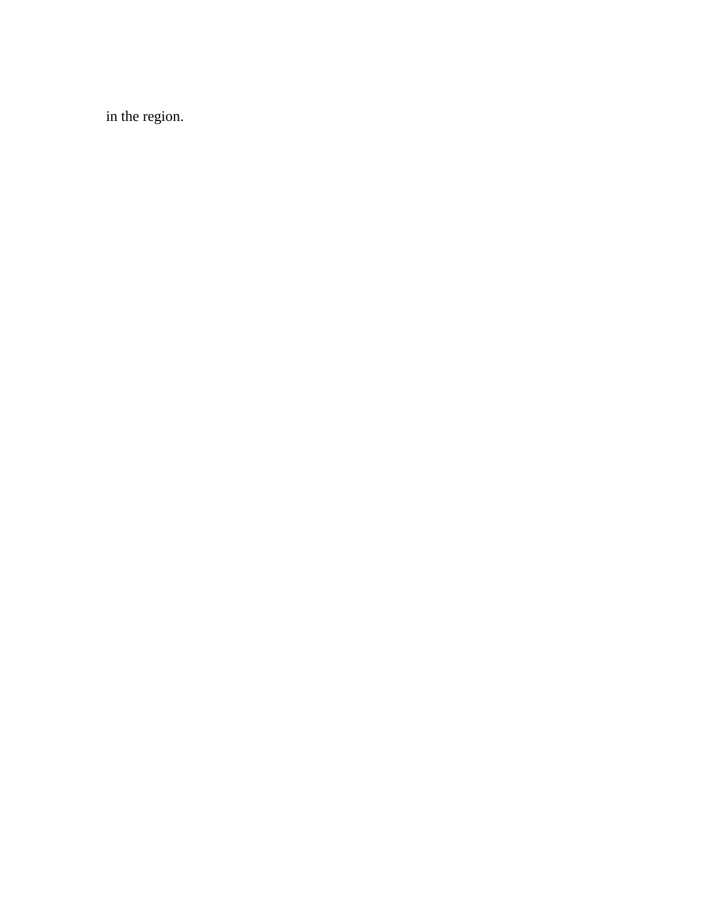in the region.